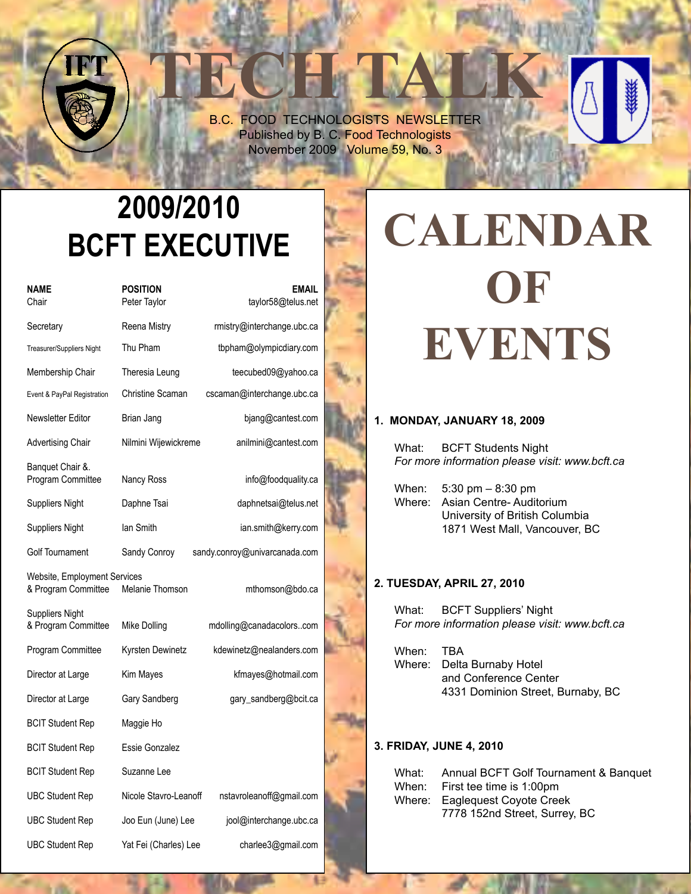# TECH TALK

B.C. FOOD TECHNOLOGISTS NEWSLETTER
Published by B. C. Food Technologists
November 2009 Volume 59, No. 3

## 2009/2010 BCFT EXECUTIVE

| NAME | POSITION | EMAIL |
|---|---|---|
| Chair | Peter Taylor | taylor58@telus.net |
| Secretary | Reena Mistry | rmistry@interchange.ubc.ca |
| Treasurer/Suppliers Night | Thu Pham | tbpham@olympicdiary.com |
| Membership Chair | Theresia Leung | teecubed09@yahoo.ca |
| Event & PayPal Registration | Christine Scaman | cscaman@interchange.ubc.ca |
| Newsletter Editor | Brian Jang | bjang@cantest.com |
| Advertising Chair | Nilmini Wijewickreme | anilmini@cantest.com |
| Banquet Chair &. Program Committee | Nancy Ross | info@foodquality.ca |
| Suppliers Night | Daphne Tsai | daphnetsai@telus.net |
| Suppliers Night | Ian Smith | ian.smith@kerry.com |
| Golf Tournament | Sandy Conroy | sandy.conroy@univarcanada.com |
| Website, Employment Services & Program Committee | Melanie Thomson | mthomson@bdo.ca |
| Suppliers Night & Program Committee | Mike Dolling | mdolling@canadacolors..com |
| Program Committee | Kyrsten Dewinetz | kdewinetz@nealanders.com |
| Director at Large | Kim Mayes | kfmayes@hotmail.com |
| Director at Large | Gary Sandberg | gary_sandberg@bcit.ca |
| BCIT Student Rep | Maggie Ho | |
| BCIT Student Rep | Essie Gonzalez | |
| BCIT Student Rep | Suzanne Lee | |
| UBC Student Rep | Nicole Stavro-Leanoff | nstavroleanoff@gmail.com |
| UBC Student Rep | Joo Eun (June) Lee | jool@interchange.ubc.ca |
| UBC Student Rep | Yat Fei (Charles) Lee | charlee3@gmail.com |

## CALENDAR OF EVENTS

**1. MONDAY, JANUARY 18, 2009**

What: BCFT Students Night
*For more information please visit: www.bcft.ca*

When: 5:30 pm – 8:30 pm
Where: Asian Centre- Auditorium
University of British Columbia
1871 West Mall, Vancouver, BC

**2. TUESDAY, APRIL 27, 2010**

What: BCFT Suppliers' Night
*For more information please visit: www.bcft.ca*

When: TBA
Where: Delta Burnaby Hotel
and Conference Center
4331 Dominion Street, Burnaby, BC

**3. FRIDAY, JUNE 4, 2010**

What: Annual BCFT Golf Tournament & Banquet
When: First tee time is 1:00pm
Where: Eaglequest Coyote Creek
7778 152nd Street, Surrey, BC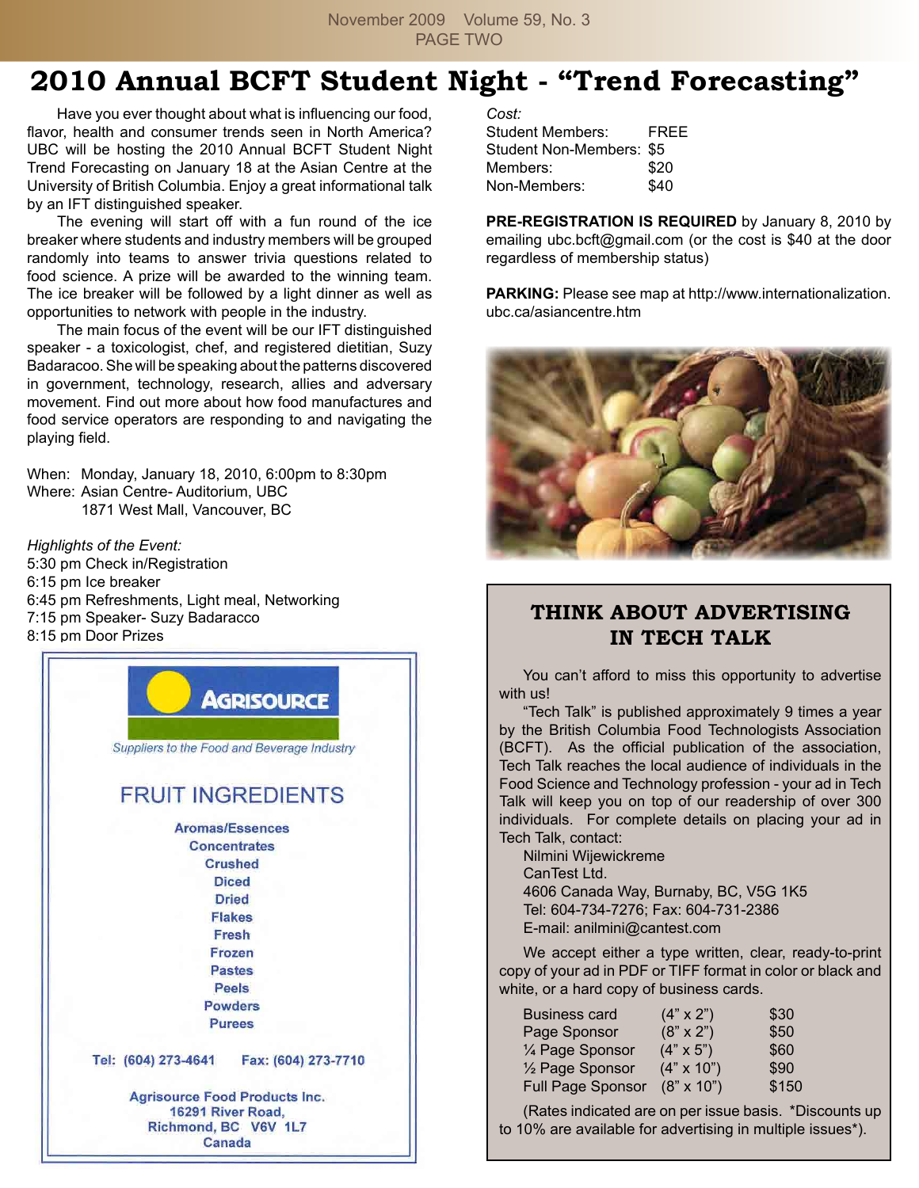# 2010 Annual BCFT Student Night - "Trend Forecasting"

Have you ever thought about what is influencing our food, flavor, health and consumer trends seen in North America? UBC will be hosting the 2010 Annual BCFT Student Night Trend Forecasting on January 18 at the Asian Centre at the University of British Columbia. Enjoy a great informational talk by an IFT distinguished speaker.

The evening will start off with a fun round of the ice breaker where students and industry members will be grouped randomly into teams to answer trivia questions related to food science. A prize will be awarded to the winning team. The ice breaker will be followed by a light dinner as well as opportunities to network with people in the industry.

The main focus of the event will be our IFT distinguished speaker - a toxicologist, chef, and registered dietitian, Suzy Badaracoo. She will be speaking about the patterns discovered in government, technology, research, allies and adversary movement. Find out more about how food manufactures and food service operators are responding to and navigating the playing field.

When: Monday, January 18, 2010, 6:00pm to 8:30pm
Where: Asian Centre- Auditorium, UBC
1871 West Mall, Vancouver, BC

*Highlights of the Event:*
5:30 pm Check in/Registration
6:15 pm Ice breaker
6:45 pm Refreshments, Light meal, Networking
7:15 pm Speaker- Suzy Badaracco
8:15 pm Door Prizes

*Cost:*

| | |
|---|---|
| Student Members: | FREE |
| Student Non-Members: | $5 |
| Members: | $20 |
| Non-Members: | $40 |

**PRE-REGISTRATION IS REQUIRED** by January 8, 2010 by emailing ubc.bcft@gmail.com (or the cost is $40 at the door regardless of membership status)

**PARKING:** Please see map at http://www.internationalization.ubc.ca/asiancentre.htm

AGRISOURCE
*Suppliers to the Food and Beverage Industry*

FRUIT INGREDIENTS

Aromas/Essences
Concentrates
Crushed
Diced
Dried
Flakes
Fresh
Frozen
Pastes
Peels
Powders
Purees

Tel: (604) 273-4641 Fax: (604) 273-7710

Agrisource Food Products Inc.
16291 River Road,
Richmond, BC V6V 1L7
Canada

## THINK ABOUT ADVERTISING IN TECH TALK

You can't afford to miss this opportunity to advertise with us!

"Tech Talk" is published approximately 9 times a year by the British Columbia Food Technologists Association (BCFT). As the official publication of the association, Tech Talk reaches the local audience of individuals in the Food Science and Technology profession - your ad in Tech Talk will keep you on top of our readership of over 300 individuals. For complete details on placing your ad in Tech Talk, contact:

Nilmini Wijewickreme
CanTest Ltd.
4606 Canada Way, Burnaby, BC, V5G 1K5
Tel: 604-734-7276; Fax: 604-731-2386
E-mail: anilmini@cantest.com

We accept either a type written, clear, ready-to-print copy of your ad in PDF or TIFF format in color or black and white, or a hard copy of business cards.

| | | |
|---|---|---|
| Business card | (4" x 2") | $30 |
| Page Sponsor | (8" x 2") | $50 |
| ¼ Page Sponsor | (4" x 5") | $60 |
| ½ Page Sponsor | (4" x 10") | $90 |
| Full Page Sponsor | (8" x 10") | $150 |

(Rates indicated are on per issue basis. *Discounts up to 10% are available for advertising in multiple issues*).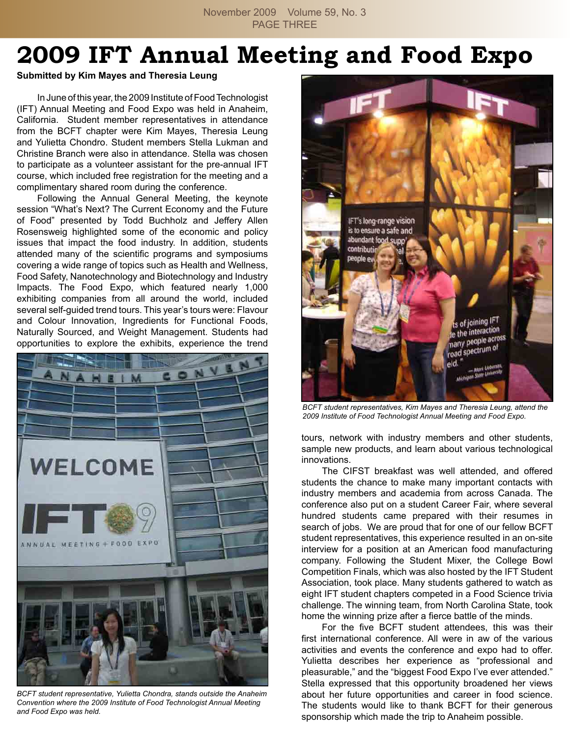# 2009 IFT Annual Meeting and Food Expo

**Submitted by Kim Mayes and Theresia Leung**

In June of this year, the 2009 Institute of Food Technologist (IFT) Annual Meeting and Food Expo was held in Anaheim, California. Student member representatives in attendance from the BCFT chapter were Kim Mayes, Theresia Leung and Yulietta Chondro. Student members Stella Lukman and Christine Branch were also in attendance. Stella was chosen to participate as a volunteer assistant for the pre-annual IFT course, which included free registration for the meeting and a complimentary shared room during the conference.

Following the Annual General Meeting, the keynote session "What's Next? The Current Economy and the Future of Food" presented by Todd Buchholz and Jeffery Allen Rosensweig highlighted some of the economic and policy issues that impact the food industry. In addition, students attended many of the scientific programs and symposiums covering a wide range of topics such as Health and Wellness, Food Safety, Nanotechnology and Biotechnology and Industry Impacts. The Food Expo, which featured nearly 1,000 exhibiting companies from all around the world, included several self-guided trend tours. This year's tours were: Flavour and Colour Innovation, Ingredients for Functional Foods, Naturally Sourced, and Weight Management. Students had opportunities to explore the exhibits, experience the trend tours, network with industry members and other students, sample new products, and learn about various technological innovations.

*BCFT student representative, Yulietta Chondro, stands outside the Anaheim Convention where the 2009 Institute of Food Technologist Annual Meeting and Food Expo was held.*

*BCFT student representatives, Kim Mayes and Theresia Leung, attend the 2009 Institute of Food Technologist Annual Meeting and Food Expo.*

The CIFST breakfast was well attended, and offered students the chance to make many important contacts with industry members and academia from across Canada. The conference also put on a student Career Fair, where several hundred students came prepared with their resumes in search of jobs. We are proud that for one of our fellow BCFT student representatives, this experience resulted in an on-site interview for a position at an American food manufacturing company. Following the Student Mixer, the College Bowl Competition Finals, which was also hosted by the IFT Student Association, took place. Many students gathered to watch as eight IFT student chapters competed in a Food Science trivia challenge. The winning team, from North Carolina State, took home the winning prize after a fierce battle of the minds.

For the five BCFT student attendees, this was their first international conference. All were in aw of the various activities and events the conference and expo had to offer. Yulietta describes her experience as "professional and pleasurable," and the "biggest Food Expo I've ever attended." Stella expressed that this opportunity broadened her views about her future opportunities and career in food science. The students would like to thank BCFT for their generous sponsorship which made the trip to Anaheim possible.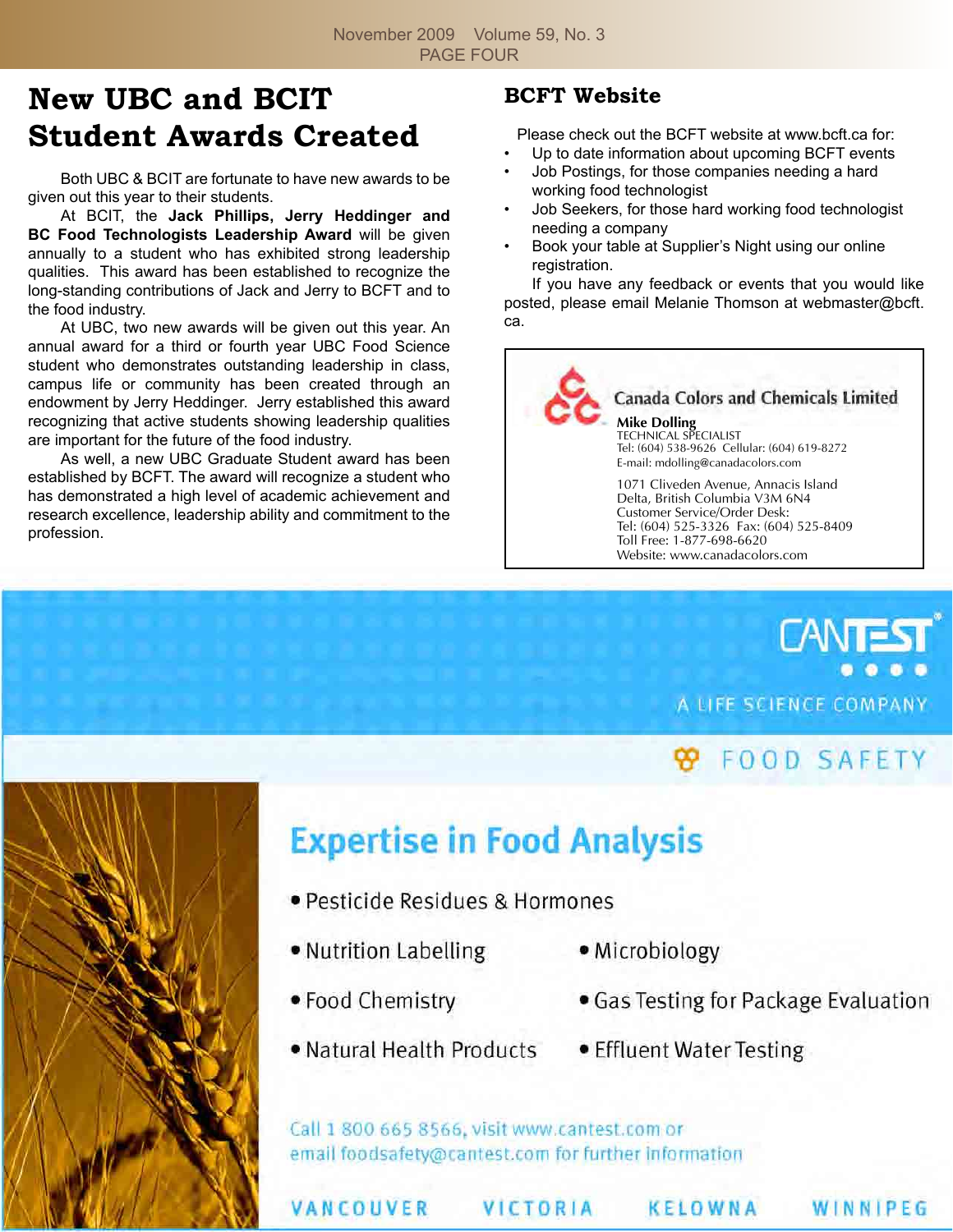# New UBC and BCIT Student Awards Created

Both UBC & BCIT are fortunate to have new awards to be given out this year to their students.

At BCIT, the **Jack Phillips, Jerry Heddinger and BC Food Technologists Leadership Award** will be given annually to a student who has exhibited strong leadership qualities. This award has been established to recognize the long-standing contributions of Jack and Jerry to BCFT and to the food industry.

At UBC, two new awards will be given out this year. An annual award for a third or fourth year UBC Food Science student who demonstrates outstanding leadership in class, campus life or community has been created through an endowment by Jerry Heddinger. Jerry established this award recognizing that active students showing leadership qualities are important for the future of the food industry.

As well, a new UBC Graduate Student award has been established by BCFT. The award will recognize a student who has demonstrated a high level of academic achievement and research excellence, leadership ability and commitment to the profession.

## BCFT Website

Please check out the BCFT website at www.bcft.ca for:

- Up to date information about upcoming BCFT events
- Job Postings, for those companies needing a hard working food technologist
- Job Seekers, for those hard working food technologist needing a company
- Book your table at Supplier's Night using our online registration.

If you have any feedback or events that you would like posted, please email Melanie Thomson at webmaster@bcft.ca.

---

**Canada Colors and Chemicals Limited**

**Mike Dolling**
TECHNICAL SPECIALIST
Tel: (604) 538-9626 Cellular: (604) 619-8272
E-mail: mdolling@canadacolors.com

1071 Cliveden Avenue, Annacis Island
Delta, British Columbia V3M 6N4
Customer Service/Order Desk:
Tel: (604) 525-3326 Fax: (604) 525-8409
Toll Free: 1-877-698-6620
Website: www.canadacolors.com

---

**CANTEST**
A LIFE SCIENCE COMPANY

FOOD SAFETY

**Expertise in Food Analysis**

- Pesticide Residues & Hormones
- Nutrition Labelling
- Microbiology
- Food Chemistry
- Gas Testing for Package Evaluation
- Natural Health Products
- Effluent Water Testing

Call 1 800 665 8566, visit www.cantest.com or email foodsafety@cantest.com for further information

VANCOUVER VICTORIA KELOWNA WINNIPEG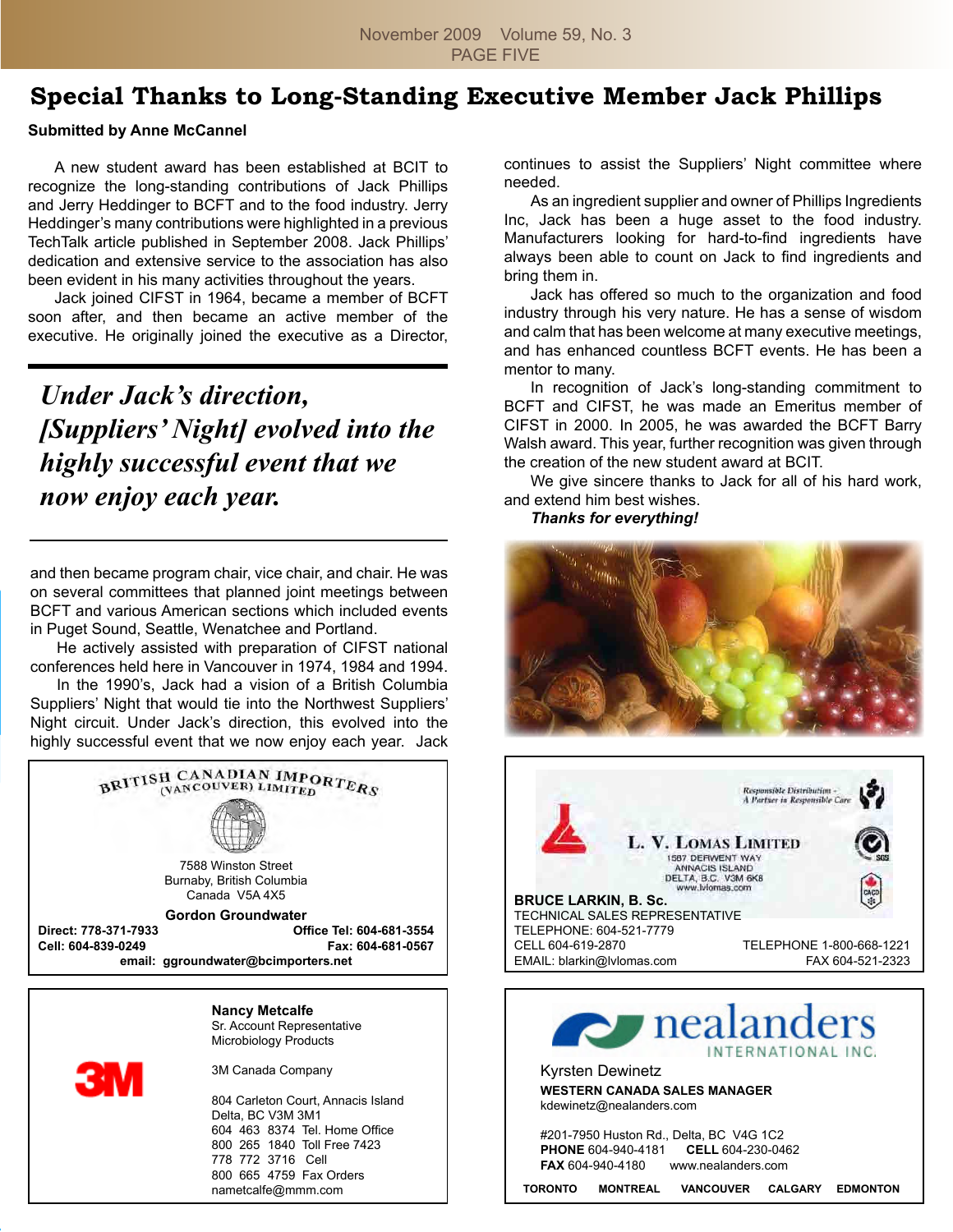# Special Thanks to Long-Standing Executive Member Jack Phillips

**Submitted by Anne McCannel**

A new student award has been established at BCIT to recognize the long-standing contributions of Jack Phillips and Jerry Heddinger to BCFT and to the food industry. Jerry Heddinger's many contributions were highlighted in a previous TechTalk article published in September 2008. Jack Phillips' dedication and extensive service to the association has also been evident in his many activities throughout the years.

Jack joined CIFST in 1964, became a member of BCFT soon after, and then became an active member of the executive. He originally joined the executive as a Director, and then became program chair, vice chair, and chair. He was on several committees that planned joint meetings between BCFT and various American sections which included events in Puget Sound, Seattle, Wenatchee and Portland.

> *Under Jack's direction, [Suppliers' Night] evolved into the highly successful event that we now enjoy each year.*

He actively assisted with preparation of CIFST national conferences held here in Vancouver in 1974, 1984 and 1994.

In the 1990's, Jack had a vision of a British Columbia Suppliers' Night that would tie into the Northwest Suppliers' Night circuit. Under Jack's direction, this evolved into the highly successful event that we now enjoy each year. Jack continues to assist the Suppliers' Night committee where needed.

As an ingredient supplier and owner of Phillips Ingredients Inc, Jack has been a huge asset to the food industry. Manufacturers looking for hard-to-find ingredients have always been able to count on Jack to find ingredients and bring them in.

Jack has offered so much to the organization and food industry through his very nature. He has a sense of wisdom and calm that has been welcome at many executive meetings, and has enhanced countless BCFT events. He has been a mentor to many.

In recognition of Jack's long-standing commitment to BCFT and CIFST, he was made an Emeritus member of CIFST in 2000. In 2005, he was awarded the BCFT Barry Walsh award. This year, further recognition was given through the creation of the new student award at BCIT.

We give sincere thanks to Jack for all of his hard work, and extend him best wishes.

***Thanks for everything!***

---

**BRITISH CANADIAN IMPORTERS (VANCOUVER) LIMITED**

7588 Winston Street
Burnaby, British Columbia
Canada V5A 4X5

**Gordon Groundwater**
**Direct: 778-371-7933** **Office Tel: 604-681-3554**
**Cell: 604-839-0249** **Fax: 604-681-0567**
**email: ggroundwater@bcimporters.net**

---

**L. V. LOMAS LIMITED**
Responsible Distribution – A Partner in Responsible Care
1587 Derwent Way
Annacis Island
Delta, B.C. V3M 6K8
www.lvlomas.com

**BRUCE LARKIN, B. Sc.**
TECHNICAL SALES REPRESENTATIVE
TELEPHONE: 604-521-7779
CELL 604-619-2870
EMAIL: blarkin@lvlomas.com
TELEPHONE 1-800-668-1221
FAX 604-521-2323

---

**3M**

**Nancy Metcalfe**
Sr. Account Representative
Microbiology Products

3M Canada Company

804 Carleton Court, Annacis Island
Delta, BC V3M 3M1
604 463 8374 Tel. Home Office
800 265 1840 Toll Free 7423
778 772 3716 Cell
800 665 4759 Fax Orders
nametcalfe@mmm.com

---

**nealanders INTERNATIONAL INC.**

Kyrsten Dewinetz
**WESTERN CANADA SALES MANAGER**
kdewinetz@nealanders.com

#201-7950 Huston Rd., Delta, BC V4G 1C2
**PHONE** 604-940-4181 **CELL** 604-230-0462
**FAX** 604-940-4180 www.nealanders.com

**TORONTO MONTREAL VANCOUVER CALGARY EDMONTON**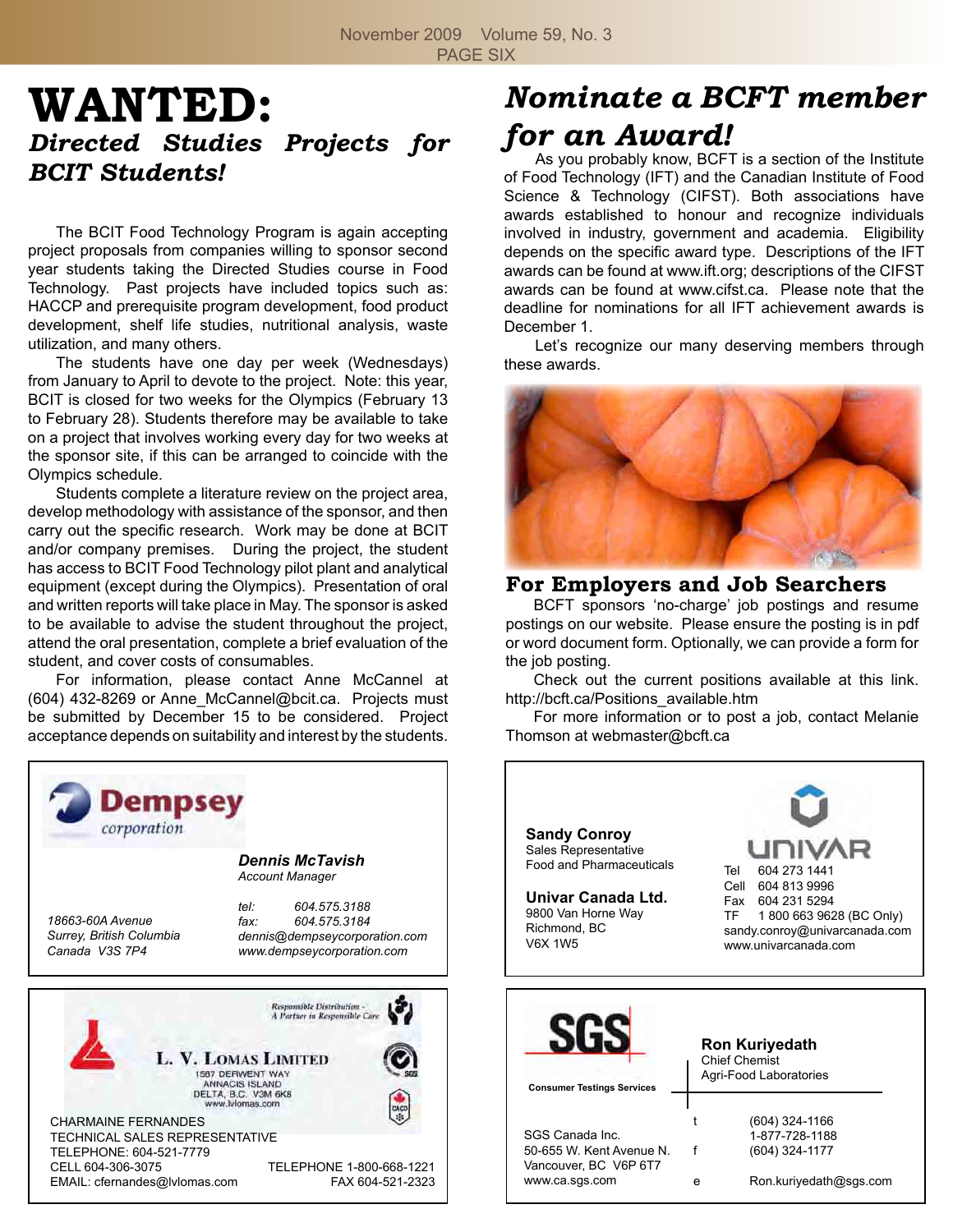# WANTED:

## *Directed Studies Projects for BCIT Students!*

The BCIT Food Technology Program is again accepting project proposals from companies willing to sponsor second year students taking the Directed Studies course in Food Technology. Past projects have included topics such as: HACCP and prerequisite program development, food product development, shelf life studies, nutritional analysis, waste utilization, and many others.

The students have one day per week (Wednesdays) from January to April to devote to the project. Note: this year, BCIT is closed for two weeks for the Olympics (February 13 to February 28). Students therefore may be available to take on a project that involves working every day for two weeks at the sponsor site, if this can be arranged to coincide with the Olympics schedule.

Students complete a literature review on the project area, develop methodology with assistance of the sponsor, and then carry out the specific research. Work may be done at BCIT and/or company premises. During the project, the student has access to BCIT Food Technology pilot plant and analytical equipment (except during the Olympics). Presentation of oral and written reports will take place in May. The sponsor is asked to be available to advise the student throughout the project, attend the oral presentation, complete a brief evaluation of the student, and cover costs of consumables.

For information, please contact Anne McCannel at (604) 432-8269 or Anne_McCannel@bcit.ca. Projects must be submitted by December 15 to be considered. Project acceptance depends on suitability and interest by the students.

# *Nominate a BCFT member for an Award!*

As you probably know, BCFT is a section of the Institute of Food Technology (IFT) and the Canadian Institute of Food Science & Technology (CIFST). Both associations have awards established to honour and recognize individuals involved in industry, government and academia. Eligibility depends on the specific award type. Descriptions of the IFT awards can be found at www.ift.org; descriptions of the CIFST awards can be found at www.cifst.ca. Please note that the deadline for nominations for all IFT achievement awards is December 1.

Let's recognize our many deserving members through these awards.

## For Employers and Job Searchers

BCFT sponsors 'no-charge' job postings and resume postings on our website. Please ensure the posting is in pdf or word document form. Optionally, we can provide a form for the job posting.

Check out the current positions available at this link. http://bcft.ca/Positions_available.htm

For more information or to post a job, contact Melanie Thomson at webmaster@bcft.ca

---

**Dempsey corporation**

***Dennis McTavish***
*Account Manager*

*18663-60A Avenue*
*Surrey, British Columbia*
*Canada V3S 7P4*

*tel: 604.575.3188*
*fax: 604.575.3184*
*dennis@dempseycorporation.com*
*www.dempseycorporation.com*

---

**Sandy Conroy**
Sales Representative
Food and Pharmaceuticals

**Univar Canada Ltd.**
9800 Van Horne Way
Richmond, BC
V6X 1W5

UNIVAR

Tel 604 273 1441
Cell 604 813 9996
Fax 604 231 5294
TF 1 800 663 9628 (BC Only)
sandy.conroy@univarcanada.com
www.univarcanada.com

---

*Responsible Distribution - A Partner in Responsible Care*

**L. V. LOMAS LIMITED**
1587 DERWENT WAY
ANNACIS ISLAND
DELTA, B.C. V3M 6K8
www.lvlomas.com

CHARMAINE FERNANDES
TECHNICAL SALES REPRESENTATIVE
TELEPHONE: 604-521-7779
CELL 604-306-3075
EMAIL: cfernandes@lvlomas.com
TELEPHONE 1-800-668-1221
FAX 604-521-2323

---

**SGS**
**Consumer Testings Services**

**Ron Kuriyedath**
Chief Chemist
Agri-Food Laboratories

SGS Canada Inc.
50-655 W. Kent Avenue N.
Vancouver, BC V6P 6T7
www.ca.sgs.com

t (604) 324-1166
1-877-728-1188
f (604) 324-1177
e Ron.kuriyedath@sgs.com